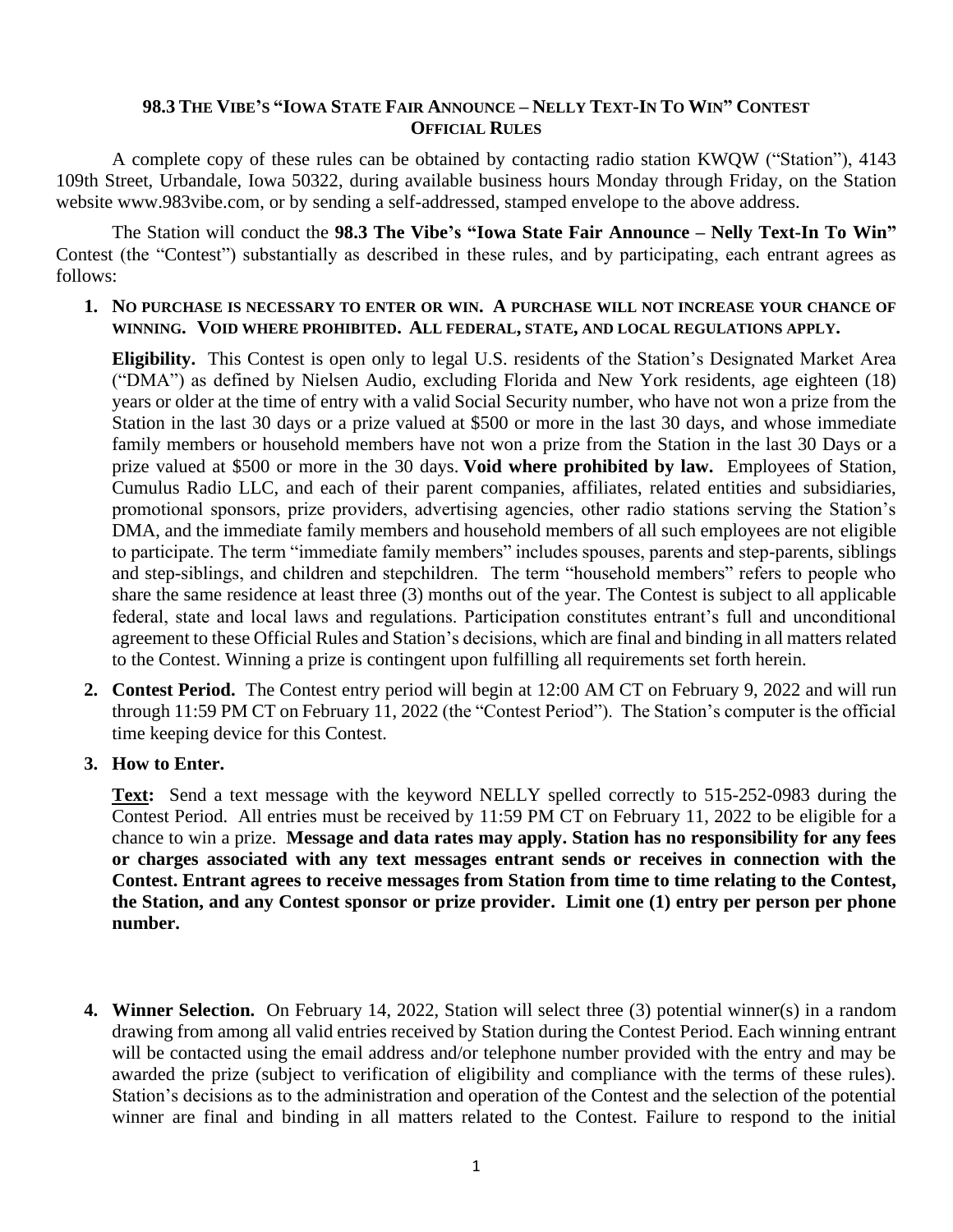# 98.3 THE VIBE'S "IOWA STATE FAIR ANNOUNCE – NELLY TEXT-IN TO WIN" CONTEST OFFICIAL RULES

A complete copy of these rules can be obtained by contacting radio station KWQW ("Station"), 4143 109th Street, Urbandale, Iowa 50322, during available business hours Monday through Friday, on the Station website www.983vibe.com, or by sending a self-addressed, stamped envelope to the above address.

The Station will conduct the **98.3 The Vibe's "Iowa State Fair Announce – Nelly Text-In To Win"** Contest (the "Contest") substantially as described in these rules, and by participating, each entrant agrees as follows:

1. **NO PURCHASE IS NECESSARY TO ENTER OR WIN. A PURCHASE WILL NOT INCREASE YOUR CHANCE OF WINNING. VOID WHERE PROHIBITED. ALL FEDERAL, STATE, AND LOCAL REGULATIONS APPLY.**

   **Eligibility.** This Contest is open only to legal U.S. residents of the Station's Designated Market Area ("DMA") as defined by Nielsen Audio, excluding Florida and New York residents, age eighteen (18) years or older at the time of entry with a valid Social Security number, who have not won a prize from the Station in the last 30 days or a prize valued at $500 or more in the last 30 days, and whose immediate family members or household members have not won a prize from the Station in the last 30 Days or a prize valued at $500 or more in the 30 days. **Void where prohibited by law.** Employees of Station, Cumulus Radio LLC, and each of their parent companies, affiliates, related entities and subsidiaries, promotional sponsors, prize providers, advertising agencies, other radio stations serving the Station's DMA, and the immediate family members and household members of all such employees are not eligible to participate. The term "immediate family members" includes spouses, parents and step-parents, siblings and step-siblings, and children and stepchildren. The term "household members" refers to people who share the same residence at least three (3) months out of the year. The Contest is subject to all applicable federal, state and local laws and regulations. Participation constitutes entrant's full and unconditional agreement to these Official Rules and Station's decisions, which are final and binding in all matters related to the Contest. Winning a prize is contingent upon fulfilling all requirements set forth herein.

2. **Contest Period.** The Contest entry period will begin at 12:00 AM CT on February 9, 2022 and will run through 11:59 PM CT on February 11, 2022 (the "Contest Period"). The Station's computer is the official time keeping device for this Contest.

3. **How to Enter.**

   **Text:** Send a text message with the keyword NELLY spelled correctly to 515-252-0983 during the Contest Period. All entries must be received by 11:59 PM CT on February 11, 2022 to be eligible for a chance to win a prize. **Message and data rates may apply. Station has no responsibility for any fees or charges associated with any text messages entrant sends or receives in connection with the Contest. Entrant agrees to receive messages from Station from time to time relating to the Contest, the Station, and any Contest sponsor or prize provider. Limit one (1) entry per person per phone number.**

4. **Winner Selection.** On February 14, 2022, Station will select three (3) potential winner(s) in a random drawing from among all valid entries received by Station during the Contest Period. Each winning entrant will be contacted using the email address and/or telephone number provided with the entry and may be awarded the prize (subject to verification of eligibility and compliance with the terms of these rules). Station's decisions as to the administration and operation of the Contest and the selection of the potential winner are final and binding in all matters related to the Contest. Failure to respond to the initial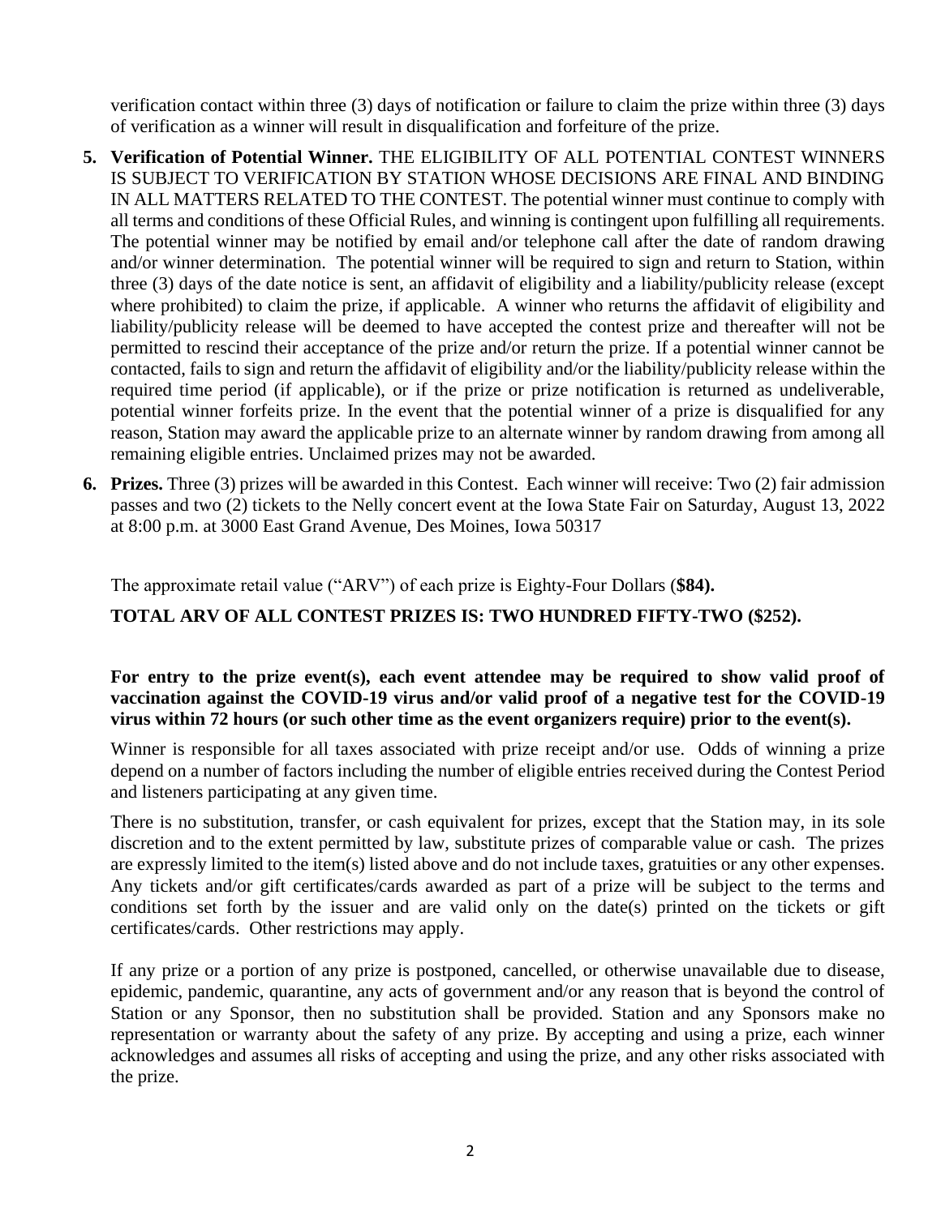verification contact within three (3) days of notification or failure to claim the prize within three (3) days of verification as a winner will result in disqualification and forfeiture of the prize.

5. **Verification of Potential Winner.** THE ELIGIBILITY OF ALL POTENTIAL CONTEST WINNERS IS SUBJECT TO VERIFICATION BY STATION WHOSE DECISIONS ARE FINAL AND BINDING IN ALL MATTERS RELATED TO THE CONTEST. The potential winner must continue to comply with all terms and conditions of these Official Rules, and winning is contingent upon fulfilling all requirements. The potential winner may be notified by email and/or telephone call after the date of random drawing and/or winner determination. The potential winner will be required to sign and return to Station, within three (3) days of the date notice is sent, an affidavit of eligibility and a liability/publicity release (except where prohibited) to claim the prize, if applicable. A winner who returns the affidavit of eligibility and liability/publicity release will be deemed to have accepted the contest prize and thereafter will not be permitted to rescind their acceptance of the prize and/or return the prize. If a potential winner cannot be contacted, fails to sign and return the affidavit of eligibility and/or the liability/publicity release within the required time period (if applicable), or if the prize or prize notification is returned as undeliverable, potential winner forfeits prize. In the event that the potential winner of a prize is disqualified for any reason, Station may award the applicable prize to an alternate winner by random drawing from among all remaining eligible entries. Unclaimed prizes may not be awarded.

6. **Prizes.** Three (3) prizes will be awarded in this Contest. Each winner will receive: Two (2) fair admission passes and two (2) tickets to the Nelly concert event at the Iowa State Fair on Saturday, August 13, 2022 at 8:00 p.m. at 3000 East Grand Avenue, Des Moines, Iowa 50317

   The approximate retail value ("ARV") of each prize is Eighty-Four Dollars (**$84).**

   **TOTAL ARV OF ALL CONTEST PRIZES IS: TWO HUNDRED FIFTY-TWO ($252).**

   **For entry to the prize event(s), each event attendee may be required to show valid proof of vaccination against the COVID-19 virus and/or valid proof of a negative test for the COVID-19 virus within 72 hours (or such other time as the event organizers require) prior to the event(s).**

   Winner is responsible for all taxes associated with prize receipt and/or use. Odds of winning a prize depend on a number of factors including the number of eligible entries received during the Contest Period and listeners participating at any given time.

   There is no substitution, transfer, or cash equivalent for prizes, except that the Station may, in its sole discretion and to the extent permitted by law, substitute prizes of comparable value or cash. The prizes are expressly limited to the item(s) listed above and do not include taxes, gratuities or any other expenses. Any tickets and/or gift certificates/cards awarded as part of a prize will be subject to the terms and conditions set forth by the issuer and are valid only on the date(s) printed on the tickets or gift certificates/cards. Other restrictions may apply.

   If any prize or a portion of any prize is postponed, cancelled, or otherwise unavailable due to disease, epidemic, pandemic, quarantine, any acts of government and/or any reason that is beyond the control of Station or any Sponsor, then no substitution shall be provided. Station and any Sponsors make no representation or warranty about the safety of any prize. By accepting and using a prize, each winner acknowledges and assumes all risks of accepting and using the prize, and any other risks associated with the prize.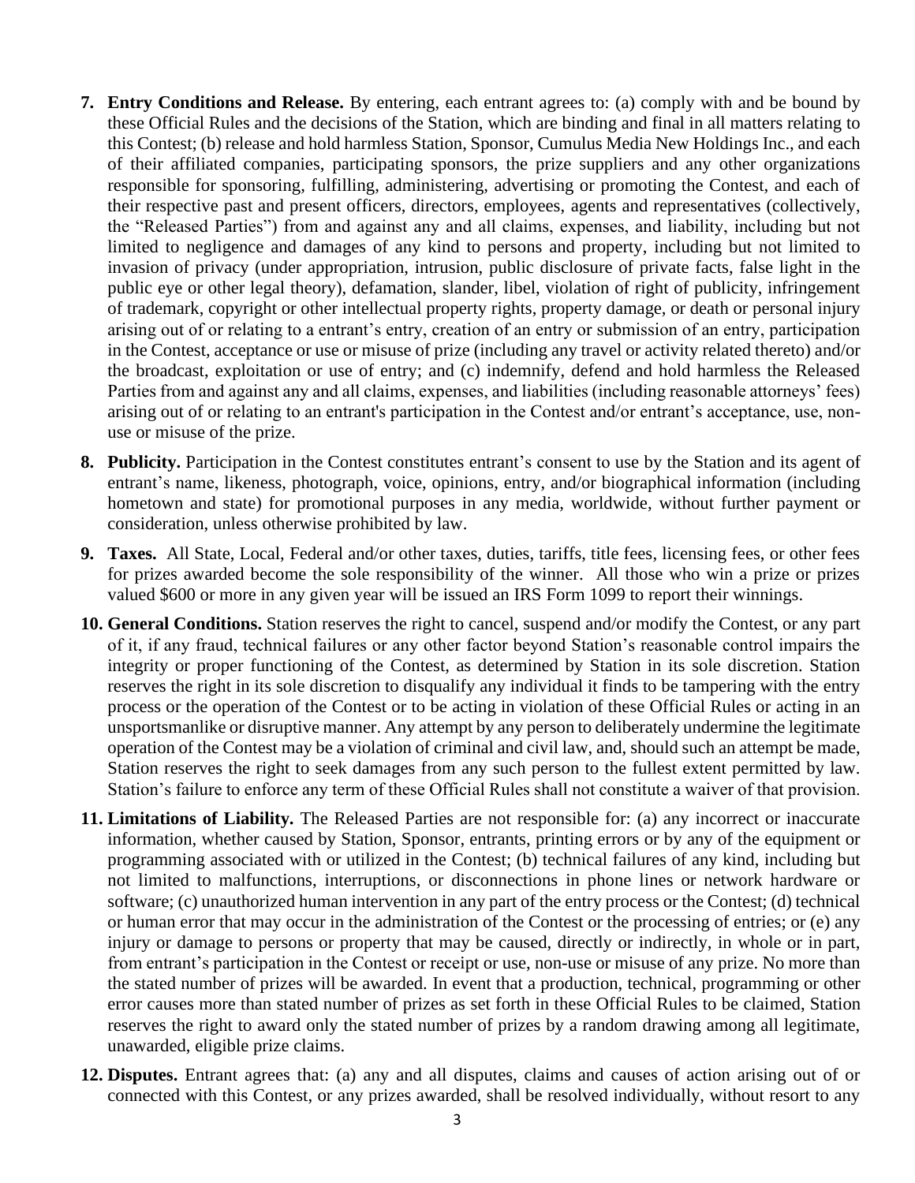7. **Entry Conditions and Release.** By entering, each entrant agrees to: (a) comply with and be bound by these Official Rules and the decisions of the Station, which are binding and final in all matters relating to this Contest; (b) release and hold harmless Station, Sponsor, Cumulus Media New Holdings Inc., and each of their affiliated companies, participating sponsors, the prize suppliers and any other organizations responsible for sponsoring, fulfilling, administering, advertising or promoting the Contest, and each of their respective past and present officers, directors, employees, agents and representatives (collectively, the "Released Parties") from and against any and all claims, expenses, and liability, including but not limited to negligence and damages of any kind to persons and property, including but not limited to invasion of privacy (under appropriation, intrusion, public disclosure of private facts, false light in the public eye or other legal theory), defamation, slander, libel, violation of right of publicity, infringement of trademark, copyright or other intellectual property rights, property damage, or death or personal injury arising out of or relating to a entrant's entry, creation of an entry or submission of an entry, participation in the Contest, acceptance or use or misuse of prize (including any travel or activity related thereto) and/or the broadcast, exploitation or use of entry; and (c) indemnify, defend and hold harmless the Released Parties from and against any and all claims, expenses, and liabilities (including reasonable attorneys' fees) arising out of or relating to an entrant's participation in the Contest and/or entrant's acceptance, use, non-use or misuse of the prize.

8. **Publicity.** Participation in the Contest constitutes entrant's consent to use by the Station and its agent of entrant's name, likeness, photograph, voice, opinions, entry, and/or biographical information (including hometown and state) for promotional purposes in any media, worldwide, without further payment or consideration, unless otherwise prohibited by law.

9. **Taxes.** All State, Local, Federal and/or other taxes, duties, tariffs, title fees, licensing fees, or other fees for prizes awarded become the sole responsibility of the winner. All those who win a prize or prizes valued $600 or more in any given year will be issued an IRS Form 1099 to report their winnings.

10. **General Conditions.** Station reserves the right to cancel, suspend and/or modify the Contest, or any part of it, if any fraud, technical failures or any other factor beyond Station's reasonable control impairs the integrity or proper functioning of the Contest, as determined by Station in its sole discretion. Station reserves the right in its sole discretion to disqualify any individual it finds to be tampering with the entry process or the operation of the Contest or to be acting in violation of these Official Rules or acting in an unsportsmanlike or disruptive manner. Any attempt by any person to deliberately undermine the legitimate operation of the Contest may be a violation of criminal and civil law, and, should such an attempt be made, Station reserves the right to seek damages from any such person to the fullest extent permitted by law. Station's failure to enforce any term of these Official Rules shall not constitute a waiver of that provision.

11. **Limitations of Liability.** The Released Parties are not responsible for: (a) any incorrect or inaccurate information, whether caused by Station, Sponsor, entrants, printing errors or by any of the equipment or programming associated with or utilized in the Contest; (b) technical failures of any kind, including but not limited to malfunctions, interruptions, or disconnections in phone lines or network hardware or software; (c) unauthorized human intervention in any part of the entry process or the Contest; (d) technical or human error that may occur in the administration of the Contest or the processing of entries; or (e) any injury or damage to persons or property that may be caused, directly or indirectly, in whole or in part, from entrant's participation in the Contest or receipt or use, non-use or misuse of any prize. No more than the stated number of prizes will be awarded. In event that a production, technical, programming or other error causes more than stated number of prizes as set forth in these Official Rules to be claimed, Station reserves the right to award only the stated number of prizes by a random drawing among all legitimate, unawarded, eligible prize claims.

12. **Disputes.** Entrant agrees that: (a) any and all disputes, claims and causes of action arising out of or connected with this Contest, or any prizes awarded, shall be resolved individually, without resort to any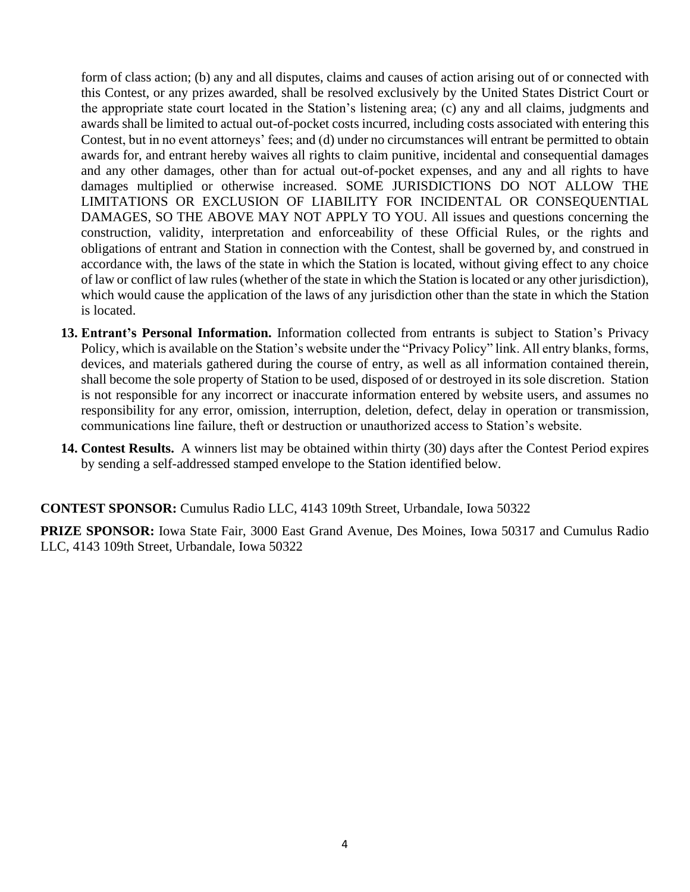form of class action; (b) any and all disputes, claims and causes of action arising out of or connected with this Contest, or any prizes awarded, shall be resolved exclusively by the United States District Court or the appropriate state court located in the Station's listening area; (c) any and all claims, judgments and awards shall be limited to actual out-of-pocket costs incurred, including costs associated with entering this Contest, but in no event attorneys' fees; and (d) under no circumstances will entrant be permitted to obtain awards for, and entrant hereby waives all rights to claim punitive, incidental and consequential damages and any other damages, other than for actual out-of-pocket expenses, and any and all rights to have damages multiplied or otherwise increased. SOME JURISDICTIONS DO NOT ALLOW THE LIMITATIONS OR EXCLUSION OF LIABILITY FOR INCIDENTAL OR CONSEQUENTIAL DAMAGES, SO THE ABOVE MAY NOT APPLY TO YOU. All issues and questions concerning the construction, validity, interpretation and enforceability of these Official Rules, or the rights and obligations of entrant and Station in connection with the Contest, shall be governed by, and construed in accordance with, the laws of the state in which the Station is located, without giving effect to any choice of law or conflict of law rules (whether of the state in which the Station is located or any other jurisdiction), which would cause the application of the laws of any jurisdiction other than the state in which the Station is located.

13. **Entrant's Personal Information.** Information collected from entrants is subject to Station's Privacy Policy, which is available on the Station's website under the "Privacy Policy" link. All entry blanks, forms, devices, and materials gathered during the course of entry, as well as all information contained therein, shall become the sole property of Station to be used, disposed of or destroyed in its sole discretion. Station is not responsible for any incorrect or inaccurate information entered by website users, and assumes no responsibility for any error, omission, interruption, deletion, defect, delay in operation or transmission, communications line failure, theft or destruction or unauthorized access to Station's website.

14. **Contest Results.** A winners list may be obtained within thirty (30) days after the Contest Period expires by sending a self-addressed stamped envelope to the Station identified below.

**CONTEST SPONSOR:** Cumulus Radio LLC, 4143 109th Street, Urbandale, Iowa 50322

**PRIZE SPONSOR:** Iowa State Fair, 3000 East Grand Avenue, Des Moines, Iowa 50317 and Cumulus Radio LLC, 4143 109th Street, Urbandale, Iowa 50322